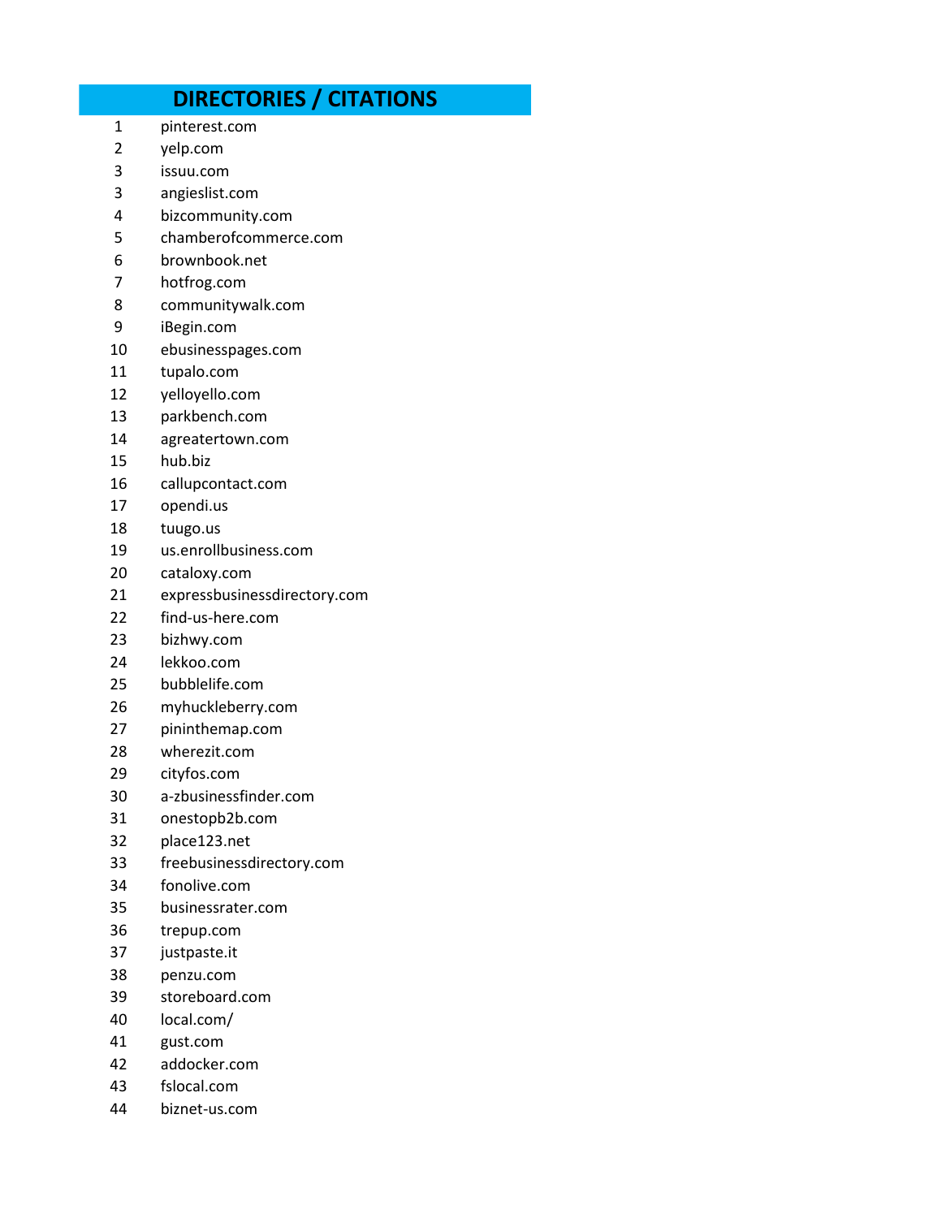| | DIRECTORIES / CITATIONS |
|---|---|
| 1 | pinterest.com |
| 2 | yelp.com |
| 3 | issuu.com |
| 3 | angieslist.com |
| 4 | bizcommunity.com |
| 5 | chamberofcommerce.com |
| 6 | brownbook.net |
| 7 | hotfrog.com |
| 8 | communitywalk.com |
| 9 | iBegin.com |
| 10 | ebusinesspages.com |
| 11 | tupalo.com |
| 12 | yelloyello.com |
| 13 | parkbench.com |
| 14 | agreatertown.com |
| 15 | hub.biz |
| 16 | callupcontact.com |
| 17 | opendi.us |
| 18 | tuugo.us |
| 19 | us.enrollbusiness.com |
| 20 | cataloxy.com |
| 21 | expressbusinessdirectory.com |
| 22 | find-us-here.com |
| 23 | bizhwy.com |
| 24 | lekkoo.com |
| 25 | bubblelife.com |
| 26 | myhuckleberry.com |
| 27 | pininthemap.com |
| 28 | wherezit.com |
| 29 | cityfos.com |
| 30 | a-zbusinessfinder.com |
| 31 | onestopb2b.com |
| 32 | place123.net |
| 33 | freebusinessdirectory.com |
| 34 | fonolive.com |
| 35 | businessrater.com |
| 36 | trepup.com |
| 37 | justpaste.it |
| 38 | penzu.com |
| 39 | storeboard.com |
| 40 | local.com/ |
| 41 | gust.com |
| 42 | addocker.com |
| 43 | fslocal.com |
| 44 | biznet-us.com |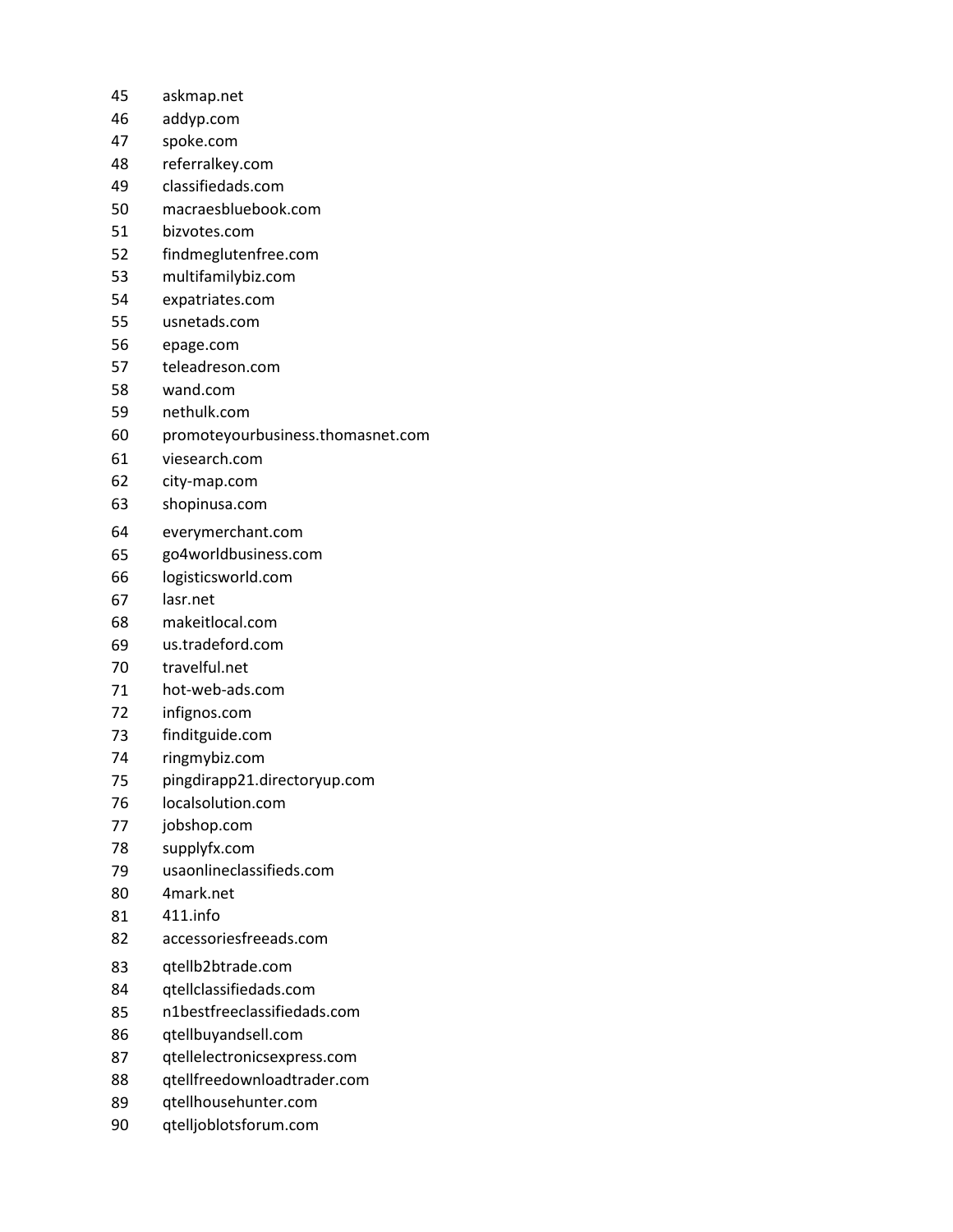45 askmap.net
46 addyp.com
47 spoke.com
48 referralkey.com
49 classifiedads.com
50 macraesbluebook.com
51 bizvotes.com
52 findmeglutenfree.com
53 multifamilybiz.com
54 expatriates.com
55 usnetads.com
56 epage.com
57 teleadreson.com
58 wand.com
59 nethulk.com
60 promoteyourbusiness.thomasnet.com
61 viesearch.com
62 city-map.com
63 shopinusa.com
64 everymerchant.com
65 go4worldbusiness.com
66 logisticsworld.com
67 lasr.net
68 makeitlocal.com
69 us.tradeford.com
70 travelful.net
71 hot-web-ads.com
72 infignos.com
73 finditguide.com
74 ringmybiz.com
75 pingdirapp21.directoryup.com
76 localsolution.com
77 jobshop.com
78 supplyfx.com
79 usaonlineclassifieds.com
80 4mark.net
81 411.info
82 accessoriesfreeads.com
83 qtellb2btrade.com
84 qtellclassifiedads.com
85 n1bestfreeclassifiedads.com
86 qtellbuyandsell.com
87 qtellelectronicsexpress.com
88 qtellfreedownloadtrader.com
89 qtellhousehunter.com
90 qtelljoblotsforum.com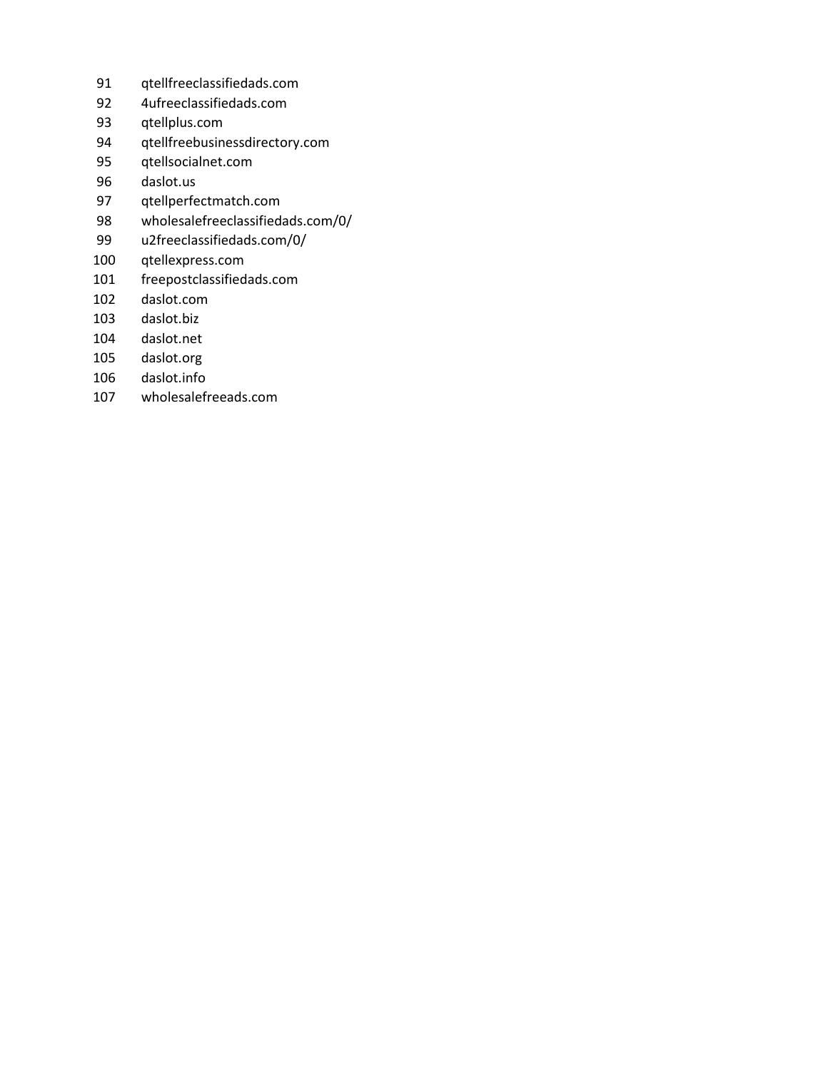| | |
|---|---|
| 91 | qtellfreeclassifiedads.com |
| 92 | 4ufreeclassifiedads.com |
| 93 | qtellplus.com |
| 94 | qtellfreebusinessdirectory.com |
| 95 | qtellsocialnet.com |
| 96 | daslot.us |
| 97 | qtellperfectmatch.com |
| 98 | wholesalefreeclassifiedads.com/0/ |
| 99 | u2freeclassifiedads.com/0/ |
| 100 | qtellexpress.com |
| 101 | freepostclassifiedads.com |
| 102 | daslot.com |
| 103 | daslot.biz |
| 104 | daslot.net |
| 105 | daslot.org |
| 106 | daslot.info |
| 107 | wholesalefreeads.com |